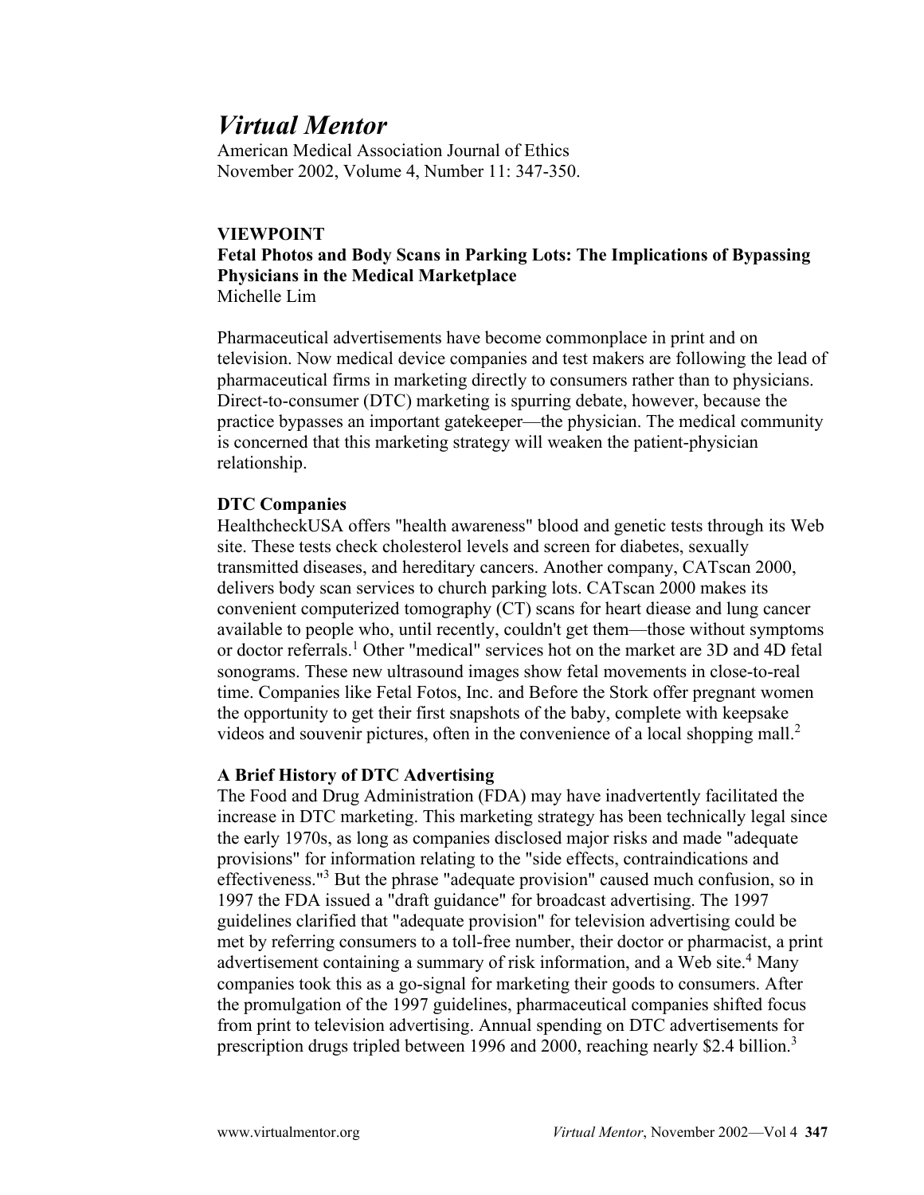# *Virtual Mentor*

American Medical Association Journal of Ethics
November 2002, Volume 4, Number 11: 347-350.

**VIEWPOINT**

**Fetal Photos and Body Scans in Parking Lots: The Implications of Bypassing Physicians in the Medical Marketplace**

Michelle Lim

Pharmaceutical advertisements have become commonplace in print and on television. Now medical device companies and test makers are following the lead of pharmaceutical firms in marketing directly to consumers rather than to physicians. Direct-to-consumer (DTC) marketing is spurring debate, however, because the practice bypasses an important gatekeeper—the physician. The medical community is concerned that this marketing strategy will weaken the patient-physician relationship.

## DTC Companies

HealthcheckUSA offers "health awareness" blood and genetic tests through its Web site. These tests check cholesterol levels and screen for diabetes, sexually transmitted diseases, and hereditary cancers. Another company, CATscan 2000, delivers body scan services to church parking lots. CATscan 2000 makes its convenient computerized tomography (CT) scans for heart diease and lung cancer available to people who, until recently, couldn't get them—those without symptoms or doctor referrals.[1] Other "medical" services hot on the market are 3D and 4D fetal sonograms. These new ultrasound images show fetal movements in close-to-real time. Companies like Fetal Fotos, Inc. and Before the Stork offer pregnant women the opportunity to get their first snapshots of the baby, complete with keepsake videos and souvenir pictures, often in the convenience of a local shopping mall.[2]

## A Brief History of DTC Advertising

The Food and Drug Administration (FDA) may have inadvertently facilitated the increase in DTC marketing. This marketing strategy has been technically legal since the early 1970s, as long as companies disclosed major risks and made "adequate provisions" for information relating to the "side effects, contraindications and effectiveness."[3] But the phrase "adequate provision" caused much confusion, so in 1997 the FDA issued a "draft guidance" for broadcast advertising. The 1997 guidelines clarified that "adequate provision" for television advertising could be met by referring consumers to a toll-free number, their doctor or pharmacist, a print advertisement containing a summary of risk information, and a Web site.[4] Many companies took this as a go-signal for marketing their goods to consumers. After the promulgation of the 1997 guidelines, pharmaceutical companies shifted focus from print to television advertising. Annual spending on DTC advertisements for prescription drugs tripled between 1996 and 2000, reaching nearly $2.4 billion.[3]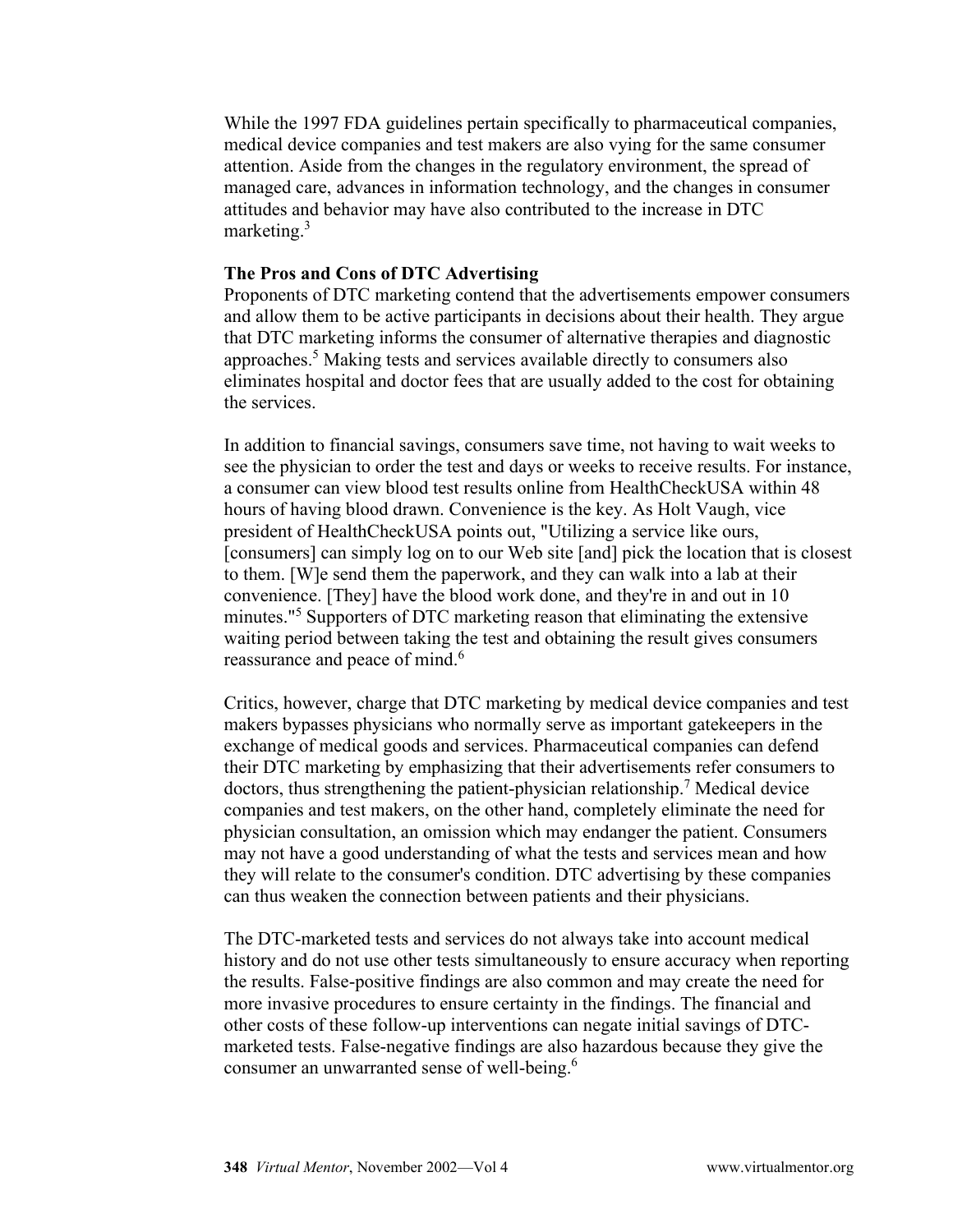While the 1997 FDA guidelines pertain specifically to pharmaceutical companies, medical device companies and test makers are also vying for the same consumer attention. Aside from the changes in the regulatory environment, the spread of managed care, advances in information technology, and the changes in consumer attitudes and behavior may have also contributed to the increase in DTC marketing.[3]

**The Pros and Cons of DTC Advertising**

Proponents of DTC marketing contend that the advertisements empower consumers and allow them to be active participants in decisions about their health. They argue that DTC marketing informs the consumer of alternative therapies and diagnostic approaches.[5] Making tests and services available directly to consumers also eliminates hospital and doctor fees that are usually added to the cost for obtaining the services.

In addition to financial savings, consumers save time, not having to wait weeks to see the physician to order the test and days or weeks to receive results. For instance, a consumer can view blood test results online from HealthCheckUSA within 48 hours of having blood drawn. Convenience is the key. As Holt Vaugh, vice president of HealthCheckUSA points out, "Utilizing a service like ours, [consumers] can simply log on to our Web site [and] pick the location that is closest to them. [W]e send them the paperwork, and they can walk into a lab at their convenience. [They] have the blood work done, and they're in and out in 10 minutes."[5] Supporters of DTC marketing reason that eliminating the extensive waiting period between taking the test and obtaining the result gives consumers reassurance and peace of mind.[6]

Critics, however, charge that DTC marketing by medical device companies and test makers bypasses physicians who normally serve as important gatekeepers in the exchange of medical goods and services. Pharmaceutical companies can defend their DTC marketing by emphasizing that their advertisements refer consumers to doctors, thus strengthening the patient-physician relationship.[7] Medical device companies and test makers, on the other hand, completely eliminate the need for physician consultation, an omission which may endanger the patient. Consumers may not have a good understanding of what the tests and services mean and how they will relate to the consumer's condition. DTC advertising by these companies can thus weaken the connection between patients and their physicians.

The DTC-marketed tests and services do not always take into account medical history and do not use other tests simultaneously to ensure accuracy when reporting the results. False-positive findings are also common and may create the need for more invasive procedures to ensure certainty in the findings. The financial and other costs of these follow-up interventions can negate initial savings of DTC-marketed tests. False-negative findings are also hazardous because they give the consumer an unwarranted sense of well-being.[6]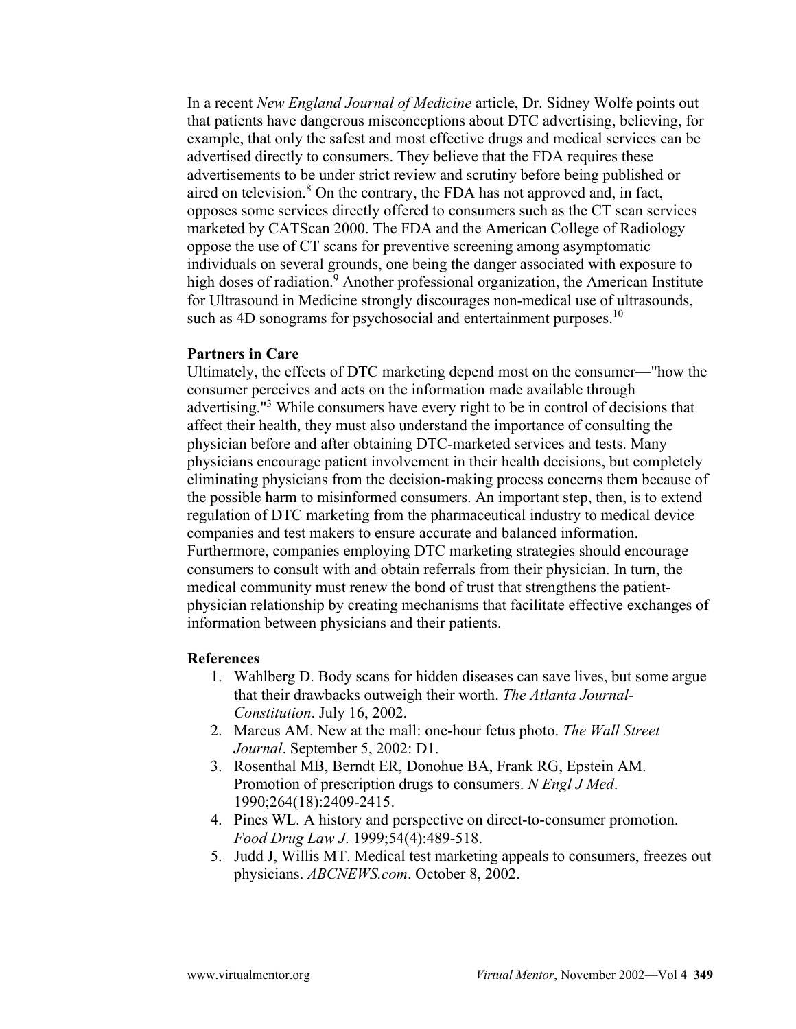In a recent *New England Journal of Medicine* article, Dr. Sidney Wolfe points out that patients have dangerous misconceptions about DTC advertising, believing, for example, that only the safest and most effective drugs and medical services can be advertised directly to consumers. They believe that the FDA requires these advertisements to be under strict review and scrutiny before being published or aired on television.[8] On the contrary, the FDA has not approved and, in fact, opposes some services directly offered to consumers such as the CT scan services marketed by CATScan 2000. The FDA and the American College of Radiology oppose the use of CT scans for preventive screening among asymptomatic individuals on several grounds, one being the danger associated with exposure to high doses of radiation.[9] Another professional organization, the American Institute for Ultrasound in Medicine strongly discourages non-medical use of ultrasounds, such as 4D sonograms for psychosocial and entertainment purposes.[10]

**Partners in Care**

Ultimately, the effects of DTC marketing depend most on the consumer—"how the consumer perceives and acts on the information made available through advertising."[3] While consumers have every right to be in control of decisions that affect their health, they must also understand the importance of consulting the physician before and after obtaining DTC-marketed services and tests. Many physicians encourage patient involvement in their health decisions, but completely eliminating physicians from the decision-making process concerns them because of the possible harm to misinformed consumers. An important step, then, is to extend regulation of DTC marketing from the pharmaceutical industry to medical device companies and test makers to ensure accurate and balanced information. Furthermore, companies employing DTC marketing strategies should encourage consumers to consult with and obtain referrals from their physician. In turn, the medical community must renew the bond of trust that strengthens the patient-physician relationship by creating mechanisms that facilitate effective exchanges of information between physicians and their patients.

**References**

1. Wahlberg D. Body scans for hidden diseases can save lives, but some argue that their drawbacks outweigh their worth. *The Atlanta Journal-Constitution*. July 16, 2002.
2. Marcus AM. New at the mall: one-hour fetus photo. *The Wall Street Journal*. September 5, 2002: D1.
3. Rosenthal MB, Berndt ER, Donohue BA, Frank RG, Epstein AM. Promotion of prescription drugs to consumers. *N Engl J Med*. 1990;264(18):2409-2415.
4. Pines WL. A history and perspective on direct-to-consumer promotion. *Food Drug Law J*. 1999;54(4):489-518.
5. Judd J, Willis MT. Medical test marketing appeals to consumers, freezes out physicians. *ABCNEWS.com*. October 8, 2002.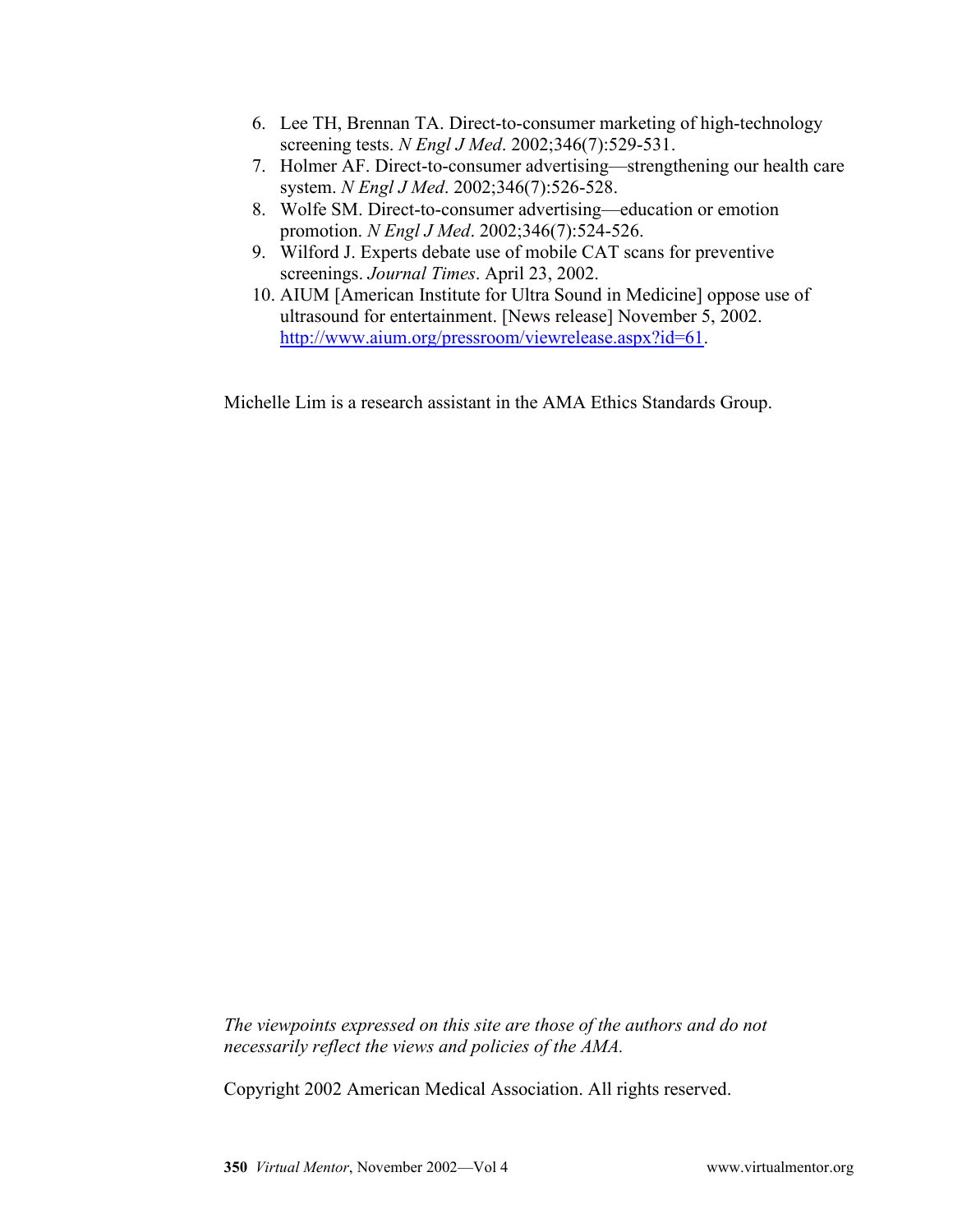6. Lee TH, Brennan TA. Direct-to-consumer marketing of high-technology screening tests. *N Engl J Med*. 2002;346(7):529-531.
7. Holmer AF. Direct-to-consumer advertising—strengthening our health care system. *N Engl J Med*. 2002;346(7):526-528.
8. Wolfe SM. Direct-to-consumer advertising—education or emotion promotion. *N Engl J Med*. 2002;346(7):524-526.
9. Wilford J. Experts debate use of mobile CAT scans for preventive screenings. *Journal Times*. April 23, 2002.
10. AIUM [American Institute for Ultra Sound in Medicine] oppose use of ultrasound for entertainment. [News release] November 5, 2002. [http://www.aium.org/pressroom/viewrelease.aspx?id=61](http://www.aium.org/pressroom/viewrelease.aspx?id=61).

Michelle Lim is a research assistant in the AMA Ethics Standards Group.

*The viewpoints expressed on this site are those of the authors and do not necessarily reflect the views and policies of the AMA.*

Copyright 2002 American Medical Association. All rights reserved.